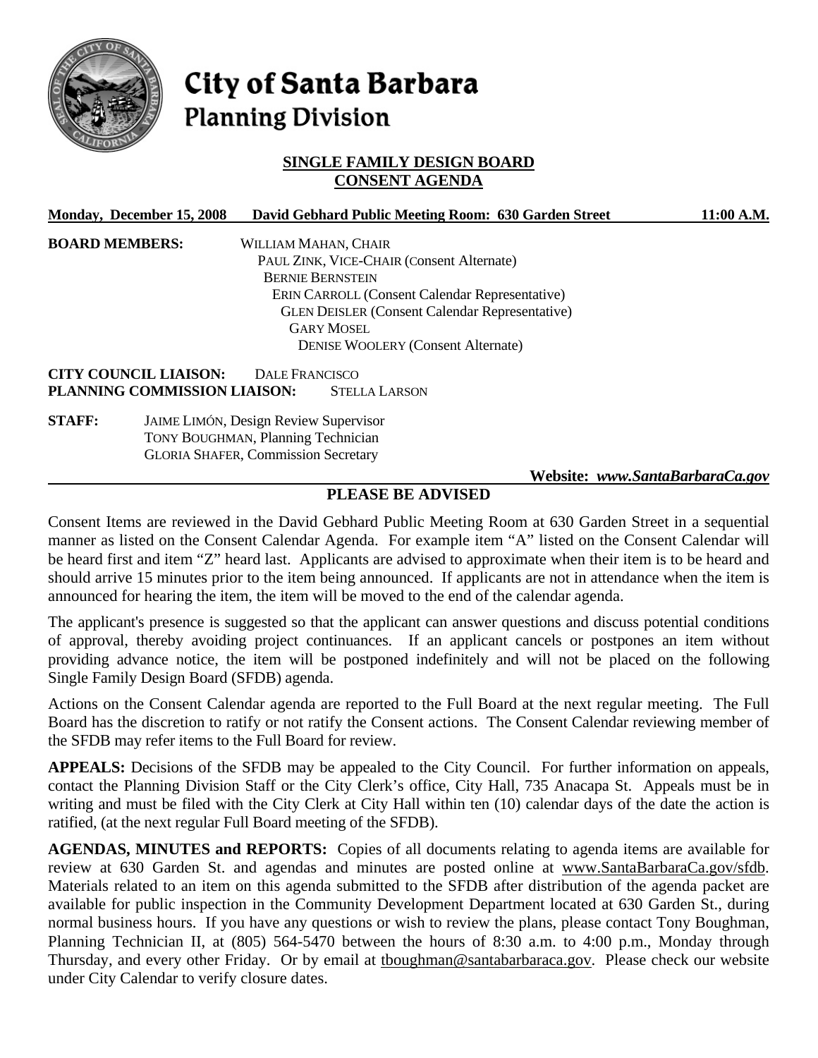# City of Santa Barbara
## Planning Division

### SINGLE FAMILY DESIGN BOARD
### CONSENT AGENDA

**Monday, December 15, 2008 David Gebhard Public Meeting Room: 630 Garden Street 11:00 A.M.**

**BOARD MEMBERS:**
WILLIAM MAHAN, CHAIR
PAUL ZINK, VICE-CHAIR (Consent Alternate)
BERNIE BERNSTEIN
ERIN CARROLL (Consent Calendar Representative)
GLEN DEISLER (Consent Calendar Representative)
GARY MOSEL
DENISE WOOLERY (Consent Alternate)

**CITY COUNCIL LIAISON:** DALE FRANCISCO
**PLANNING COMMISSION LIAISON:** STELLA LARSON

**STAFF:**
JAIME LIMÓN, Design Review Supervisor
TONY BOUGHMAN, Planning Technician
GLORIA SHAFER, Commission Secretary

**Website: *www.SantaBarbaraCa.gov***

### PLEASE BE ADVISED

Consent Items are reviewed in the David Gebhard Public Meeting Room at 630 Garden Street in a sequential manner as listed on the Consent Calendar Agenda. For example item "A" listed on the Consent Calendar will be heard first and item "Z" heard last. Applicants are advised to approximate when their item is to be heard and should arrive 15 minutes prior to the item being announced. If applicants are not in attendance when the item is announced for hearing the item, the item will be moved to the end of the calendar agenda.

The applicant's presence is suggested so that the applicant can answer questions and discuss potential conditions of approval, thereby avoiding project continuances. If an applicant cancels or postpones an item without providing advance notice, the item will be postponed indefinitely and will not be placed on the following Single Family Design Board (SFDB) agenda.

Actions on the Consent Calendar agenda are reported to the Full Board at the next regular meeting. The Full Board has the discretion to ratify or not ratify the Consent actions. The Consent Calendar reviewing member of the SFDB may refer items to the Full Board for review.

**APPEALS:** Decisions of the SFDB may be appealed to the City Council. For further information on appeals, contact the Planning Division Staff or the City Clerk's office, City Hall, 735 Anacapa St. Appeals must be in writing and must be filed with the City Clerk at City Hall within ten (10) calendar days of the date the action is ratified, (at the next regular Full Board meeting of the SFDB).

**AGENDAS, MINUTES and REPORTS:** Copies of all documents relating to agenda items are available for review at 630 Garden St. and agendas and minutes are posted online at www.SantaBarbaraCa.gov/sfdb. Materials related to an item on this agenda submitted to the SFDB after distribution of the agenda packet are available for public inspection in the Community Development Department located at 630 Garden St., during normal business hours. If you have any questions or wish to review the plans, please contact Tony Boughman, Planning Technician II, at (805) 564-5470 between the hours of 8:30 a.m. to 4:00 p.m., Monday through Thursday, and every other Friday. Or by email at tboughman@santabarbaraca.gov. Please check our website under City Calendar to verify closure dates.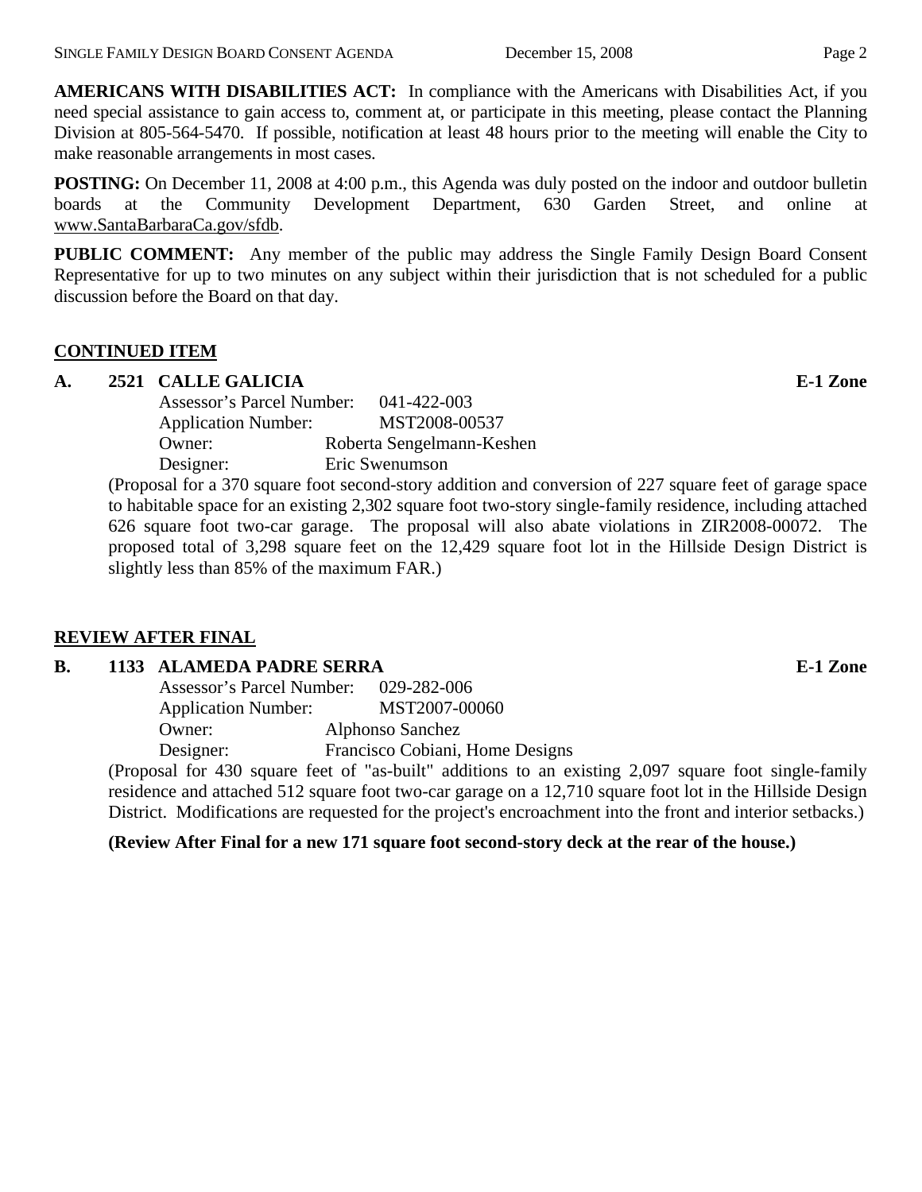**AMERICANS WITH DISABILITIES ACT:** In compliance with the Americans with Disabilities Act, if you need special assistance to gain access to, comment at, or participate in this meeting, please contact the Planning Division at 805-564-5470. If possible, notification at least 48 hours prior to the meeting will enable the City to make reasonable arrangements in most cases.

**POSTING:** On December 11, 2008 at 4:00 p.m., this Agenda was duly posted on the indoor and outdoor bulletin boards at the Community Development Department, 630 Garden Street, and online at www.SantaBarbaraCa.gov/sfdb.

**PUBLIC COMMENT:** Any member of the public may address the Single Family Design Board Consent Representative for up to two minutes on any subject within their jurisdiction that is not scheduled for a public discussion before the Board on that day.

## CONTINUED ITEM

**A. 2521 CALLE GALICIA** **E-1 Zone**

Assessor's Parcel Number: 041-422-003
Application Number: MST2008-00537
Owner: Roberta Sengelmann-Keshen
Designer: Eric Swenumson

(Proposal for a 370 square foot second-story addition and conversion of 227 square feet of garage space to habitable space for an existing 2,302 square foot two-story single-family residence, including attached 626 square foot two-car garage. The proposal will also abate violations in ZIR2008-00072. The proposed total of 3,298 square feet on the 12,429 square foot lot in the Hillside Design District is slightly less than 85% of the maximum FAR.)

## REVIEW AFTER FINAL

**B. 1133 ALAMEDA PADRE SERRA** **E-1 Zone**

Assessor's Parcel Number: 029-282-006
Application Number: MST2007-00060
Owner: Alphonso Sanchez
Designer: Francisco Cobiani, Home Designs

(Proposal for 430 square feet of "as-built" additions to an existing 2,097 square foot single-family residence and attached 512 square foot two-car garage on a 12,710 square foot lot in the Hillside Design District. Modifications are requested for the project's encroachment into the front and interior setbacks.)

**(Review After Final for a new 171 square foot second-story deck at the rear of the house.)**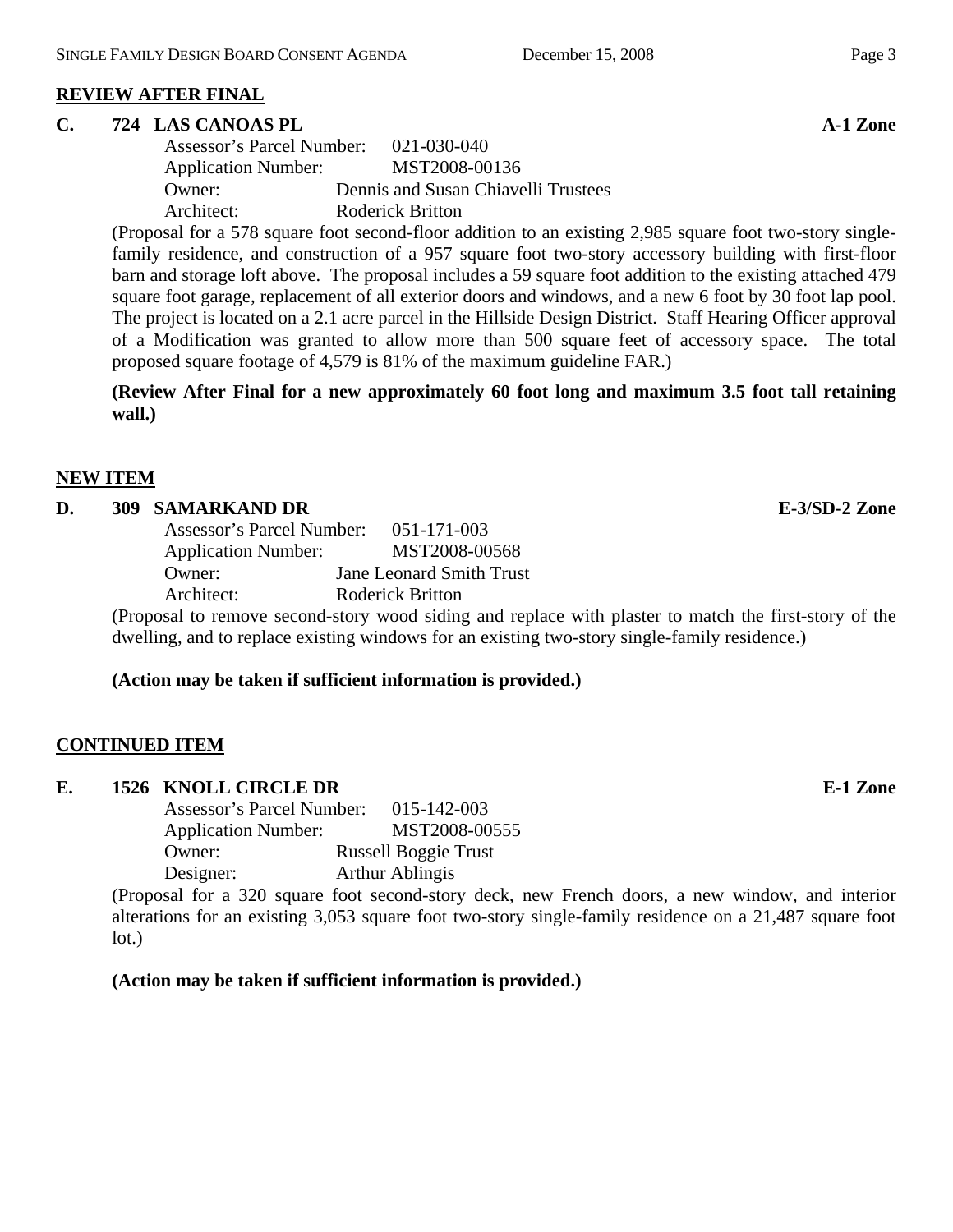## REVIEW AFTER FINAL

### C. 724 LAS CANOAS PL — A-1 Zone

Assessor's Parcel Number: 021-030-040
Application Number: MST2008-00136
Owner: Dennis and Susan Chiavelli Trustees
Architect: Roderick Britton

(Proposal for a 578 square foot second-floor addition to an existing 2,985 square foot two-story single-family residence, and construction of a 957 square foot two-story accessory building with first-floor barn and storage loft above. The proposal includes a 59 square foot addition to the existing attached 479 square foot garage, replacement of all exterior doors and windows, and a new 6 foot by 30 foot lap pool. The project is located on a 2.1 acre parcel in the Hillside Design District. Staff Hearing Officer approval of a Modification was granted to allow more than 500 square feet of accessory space. The total proposed square footage of 4,579 is 81% of the maximum guideline FAR.)

**(Review After Final for a new approximately 60 foot long and maximum 3.5 foot tall retaining wall.)**

## NEW ITEM

### D. 309 SAMARKAND DR — E-3/SD-2 Zone

Assessor's Parcel Number: 051-171-003
Application Number: MST2008-00568
Owner: Jane Leonard Smith Trust
Architect: Roderick Britton

(Proposal to remove second-story wood siding and replace with plaster to match the first-story of the dwelling, and to replace existing windows for an existing two-story single-family residence.)

**(Action may be taken if sufficient information is provided.)**

## CONTINUED ITEM

### E. 1526 KNOLL CIRCLE DR — E-1 Zone

Assessor's Parcel Number: 015-142-003
Application Number: MST2008-00555
Owner: Russell Boggie Trust
Designer: Arthur Ablingis

(Proposal for a 320 square foot second-story deck, new French doors, a new window, and interior alterations for an existing 3,053 square foot two-story single-family residence on a 21,487 square foot lot.)

**(Action may be taken if sufficient information is provided.)**